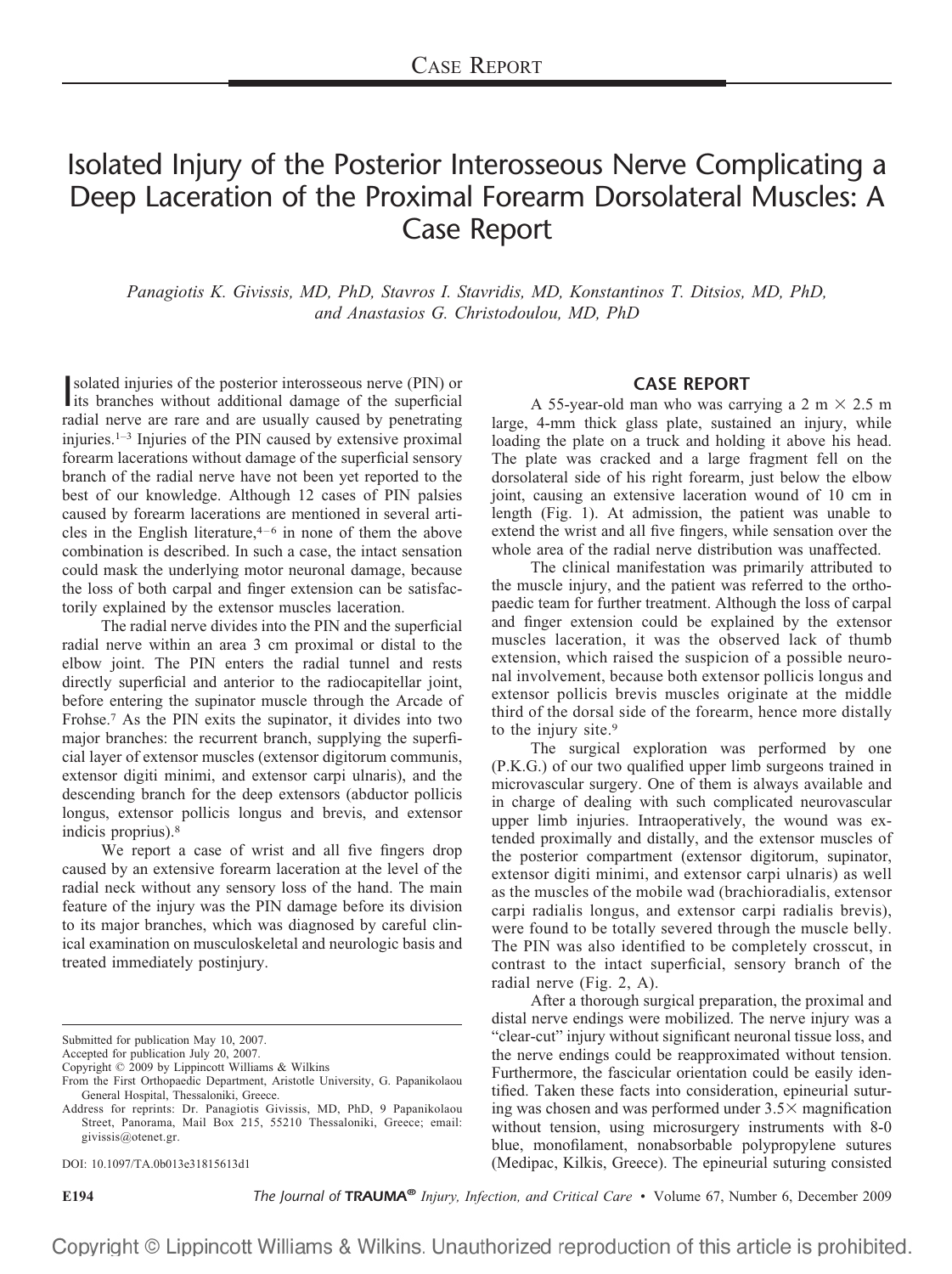Case Report

# Isolated Injury of the Posterior Interosseous Nerve Complicating a Deep Laceration of the Proximal Forearm Dorsolateral Muscles: A Case Report

*Panagiotis K. Givissis, MD, PhD, Stavros I. Stavridis, MD, Konstantinos T. Ditsios, MD, PhD, and Anastasios G. Christodoulou, MD, PhD*

Isolated injuries of the posterior interosseous nerve (PIN) or its branches without additional damage of the superficial radial nerve are rare and are usually caused by penetrating injuries.[1–3] Injuries of the PIN caused by extensive proximal forearm lacerations without damage of the superficial sensory branch of the radial nerve have not been yet reported to the best of our knowledge. Although 12 cases of PIN palsies caused by forearm lacerations are mentioned in several articles in the English literature,[4–6] in none of them the above combination is described. In such a case, the intact sensation could mask the underlying motor neuronal damage, because the loss of both carpal and finger extension can be satisfactorily explained by the extensor muscles laceration.

The radial nerve divides into the PIN and the superficial radial nerve within an area 3 cm proximal or distal to the elbow joint. The PIN enters the radial tunnel and rests directly superficial and anterior to the radiocapitellar joint, before entering the supinator muscle through the Arcade of Frohse.[7] As the PIN exits the supinator, it divides into two major branches: the recurrent branch, supplying the superficial layer of extensor muscles (extensor digitorum communis, extensor digiti minimi, and extensor carpi ulnaris), and the descending branch for the deep extensors (abductor pollicis longus, extensor pollicis longus and brevis, and extensor indicis proprius).[8]

We report a case of wrist and all five fingers drop caused by an extensive forearm laceration at the level of the radial neck without any sensory loss of the hand. The main feature of the injury was the PIN damage before its division to its major branches, which was diagnosed by careful clinical examination on musculoskeletal and neurologic basis and treated immediately postinjury.

Submitted for publication May 10, 2007.
Accepted for publication July 20, 2007.
Copyright © 2009 by Lippincott Williams & Wilkins
From the First Orthopaedic Department, Aristotle University, G. Papanikolaou General Hospital, Thessaloniki, Greece.
Address for reprints: Dr. Panagiotis Givissis, MD, PhD, 9 Papanikolaou Street, Panorama, Mail Box 215, 55210 Thessaloniki, Greece; email: givissis@otenet.gr.

DOI: 10.1097/TA.0b013e31815613d1

## CASE REPORT

A 55-year-old man who was carrying a 2 m × 2.5 m large, 4-mm thick glass plate, sustained an injury, while loading the plate on a truck and holding it above his head. The plate was cracked and a large fragment fell on the dorsolateral side of his right forearm, just below the elbow joint, causing an extensive laceration wound of 10 cm in length (Fig. 1). At admission, the patient was unable to extend the wrist and all five fingers, while sensation over the whole area of the radial nerve distribution was unaffected.

The clinical manifestation was primarily attributed to the muscle injury, and the patient was referred to the orthopaedic team for further treatment. Although the loss of carpal and finger extension could be explained by the extensor muscles laceration, it was the observed lack of thumb extension, which raised the suspicion of a possible neuronal involvement, because both extensor pollicis longus and extensor pollicis brevis muscles originate at the middle third of the dorsal side of the forearm, hence more distally to the injury site.[9]

The surgical exploration was performed by one (P.K.G.) of our two qualified upper limb surgeons trained in microvascular surgery. One of them is always available and in charge of dealing with such complicated neurovascular upper limb injuries. Intraoperatively, the wound was extended proximally and distally, and the extensor muscles of the posterior compartment (extensor digitorum, supinator, extensor digiti minimi, and extensor carpi ulnaris) as well as the muscles of the mobile wad (brachioradialis, extensor carpi radialis longus, and extensor carpi radialis brevis), were found to be totally severed through the muscle belly. The PIN was also identified to be completely crosscut, in contrast to the intact superficial, sensory branch of the radial nerve (Fig. 2, A).

After a thorough surgical preparation, the proximal and distal nerve endings were mobilized. The nerve injury was a "clear-cut" injury without significant neuronal tissue loss, and the nerve endings could be reapproximated without tension. Furthermore, the fascicular orientation could be easily identified. Taken these facts into consideration, epineurial suturing was chosen and was performed under 3.5× magnification without tension, using microsurgery instruments with 8-0 blue, monofilament, nonabsorbable polypropylene sutures (Medipac, Kilkis, Greece). The epineurial suturing consisted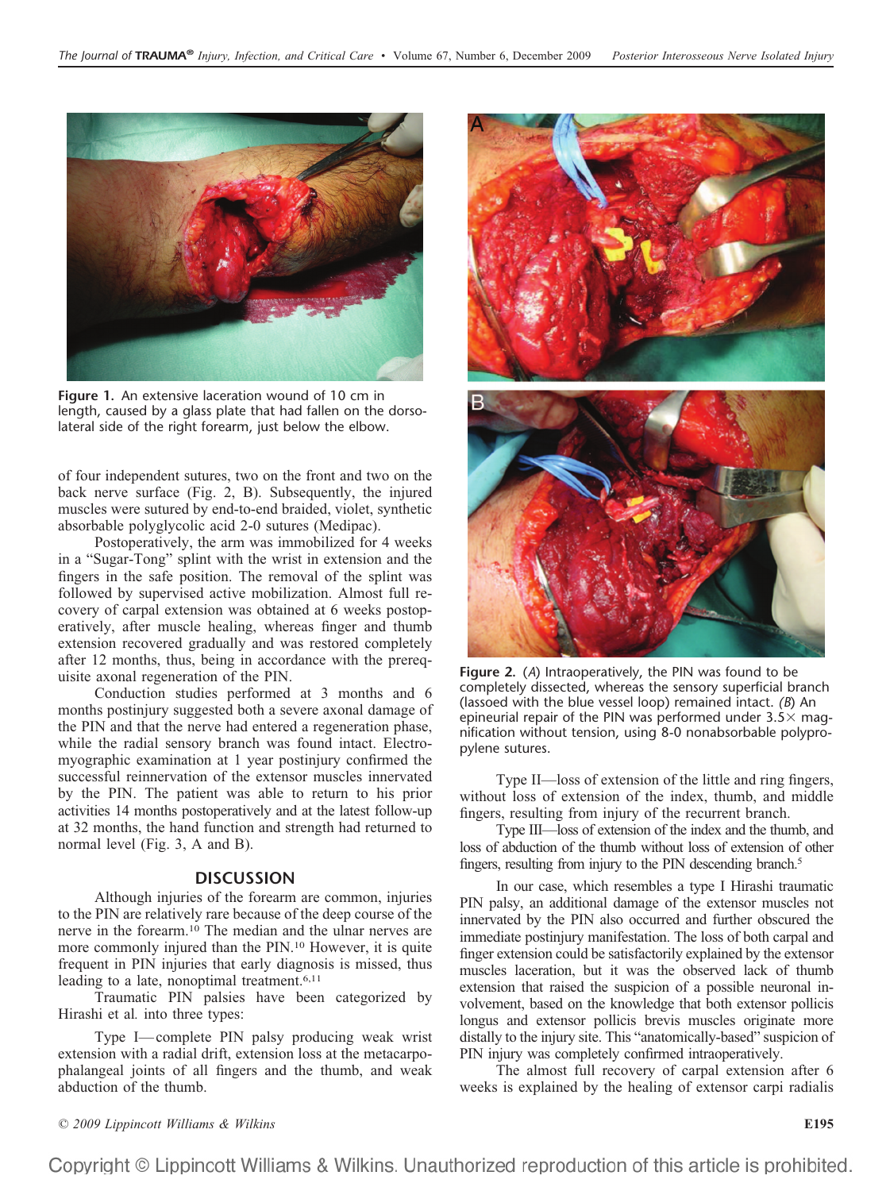Figure 1. An extensive laceration wound of 10 cm in length, caused by a glass plate that had fallen on the dorsolateral side of the right forearm, just below the elbow.

of four independent sutures, two on the front and two on the back nerve surface (Fig. 2, B). Subsequently, the injured muscles were sutured by end-to-end braided, violet, synthetic absorbable polyglycolic acid 2-0 sutures (Medipac).

Postoperatively, the arm was immobilized for 4 weeks in a "Sugar-Tong" splint with the wrist in extension and the fingers in the safe position. The removal of the splint was followed by supervised active mobilization. Almost full recovery of carpal extension was obtained at 6 weeks postoperatively, after muscle healing, whereas finger and thumb extension recovered gradually and was restored completely after 12 months, thus, being in accordance with the prerequisite axonal regeneration of the PIN.

Conduction studies performed at 3 months and 6 months postinjury suggested both a severe axonal damage of the PIN and that the nerve had entered a regeneration phase, while the radial sensory branch was found intact. Electromyographic examination at 1 year postinjury confirmed the successful reinnervation of the extensor muscles innervated by the PIN. The patient was able to return to his prior activities 14 months postoperatively and at the latest follow-up at 32 months, the hand function and strength had returned to normal level (Fig. 3, A and B).

## DISCUSSION

Although injuries of the forearm are common, injuries to the PIN are relatively rare because of the deep course of the nerve in the forearm.[10] The median and the ulnar nerves are more commonly injured than the PIN.[10] However, it is quite frequent in PIN injuries that early diagnosis is missed, thus leading to a late, nonoptimal treatment.[6,11]

Traumatic PIN palsies have been categorized by Hirashi et al. into three types:

Type I—complete PIN palsy producing weak wrist extension with a radial drift, extension loss at the metacarpophalangeal joints of all fingers and the thumb, and weak abduction of the thumb.

Figure 2. (*A*) Intraoperatively, the PIN was found to be completely dissected, whereas the sensory superficial branch (lassoed with the blue vessel loop) remained intact. (*B*) An epineurial repair of the PIN was performed under 3.5× magnification without tension, using 8-0 nonabsorbable polypropylene sutures.

Type II—loss of extension of the little and ring fingers, without loss of extension of the index, thumb, and middle fingers, resulting from injury of the recurrent branch.

Type III—loss of extension of the index and the thumb, and loss of abduction of the thumb without loss of extension of other fingers, resulting from injury to the PIN descending branch.[5]

In our case, which resembles a type I Hirashi traumatic PIN palsy, an additional damage of the extensor muscles not innervated by the PIN also occurred and further obscured the immediate postinjury manifestation. The loss of both carpal and finger extension could be satisfactorily explained by the extensor muscles laceration, but it was the observed lack of thumb extension that raised the suspicion of a possible neuronal involvement, based on the knowledge that both extensor pollicis longus and extensor pollicis brevis muscles originate more distally to the injury site. This "anatomically-based" suspicion of PIN injury was completely confirmed intraoperatively.

The almost full recovery of carpal extension after 6 weeks is explained by the healing of extensor carpi radialis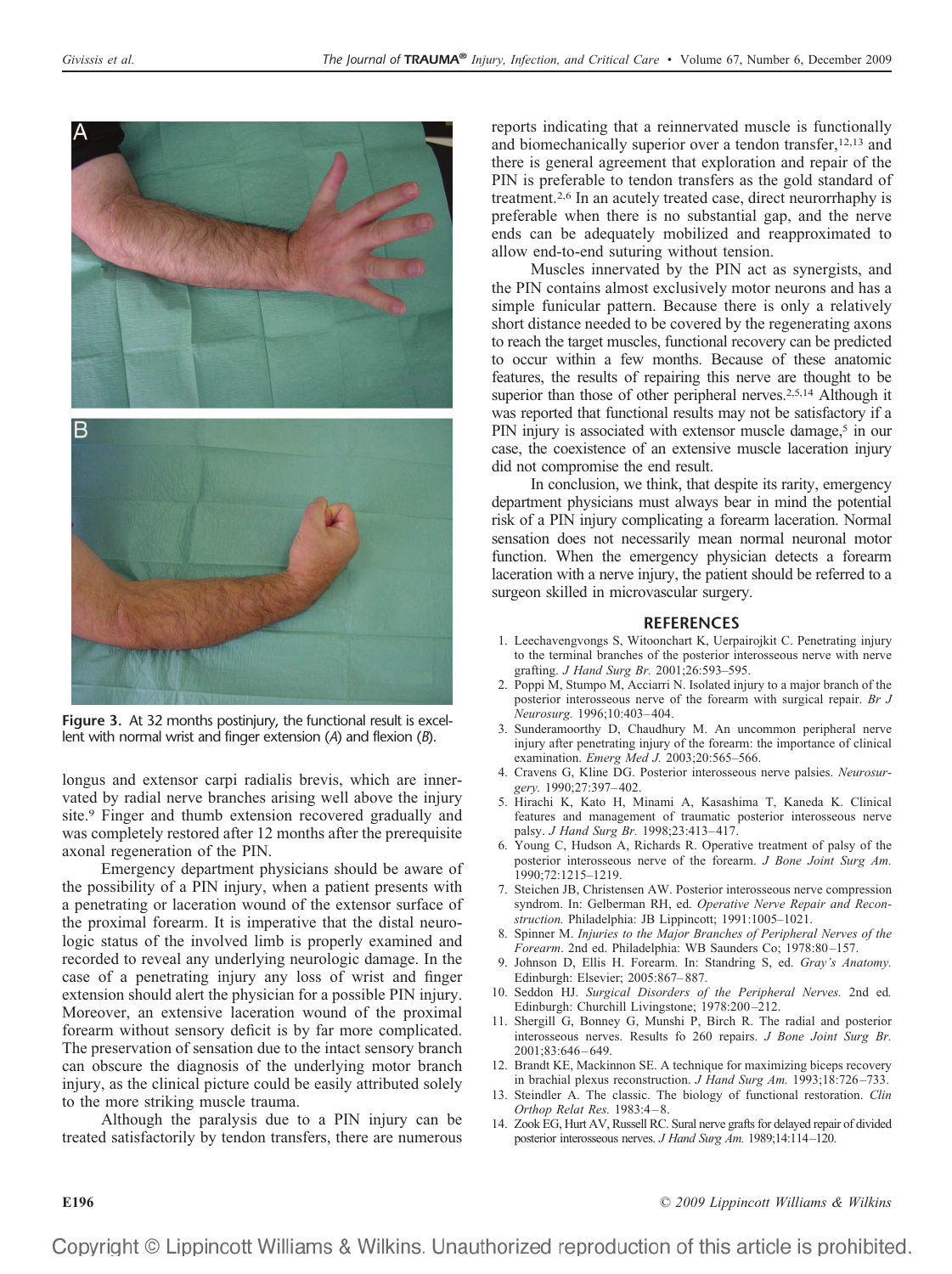Figure 3. At 32 months postinjury, the functional result is excellent with normal wrist and finger extension (*A*) and flexion (*B*).

longus and extensor carpi radialis brevis, which are innervated by radial nerve branches arising well above the injury site.[9] Finger and thumb extension recovered gradually and was completely restored after 12 months after the prerequisite axonal regeneration of the PIN.

Emergency department physicians should be aware of the possibility of a PIN injury, when a patient presents with a penetrating or laceration wound of the extensor surface of the proximal forearm. It is imperative that the distal neurologic status of the involved limb is properly examined and recorded to reveal any underlying neurologic damage. In the case of a penetrating injury any loss of wrist and finger extension should alert the physician for a possible PIN injury. Moreover, an extensive laceration wound of the proximal forearm without sensory deficit is by far more complicated. The preservation of sensation due to the intact sensory branch can obscure the diagnosis of the underlying motor branch injury, as the clinical picture could be easily attributed solely to the more striking muscle trauma.

Although the paralysis due to a PIN injury can be treated satisfactorily by tendon transfers, there are numerous reports indicating that a reinnervated muscle is functionally and biomechanically superior over a tendon transfer,[12,13] and there is general agreement that exploration and repair of the PIN is preferable to tendon transfers as the gold standard of treatment.[2,6] In an acutely treated case, direct neurorrhaphy is preferable when there is no substantial gap, and the nerve ends can be adequately mobilized and reapproximated to allow end-to-end suturing without tension.

Muscles innervated by the PIN act as synergists, and the PIN contains almost exclusively motor neurons and has a simple funicular pattern. Because there is only a relatively short distance needed to be covered by the regenerating axons to reach the target muscles, functional recovery can be predicted to occur within a few months. Because of these anatomic features, the results of repairing this nerve are thought to be superior than those of other peripheral nerves.[2,5,14] Although it was reported that functional results may not be satisfactory if a PIN injury is associated with extensor muscle damage,[5] in our case, the coexistence of an extensive muscle laceration injury did not compromise the end result.

In conclusion, we think, that despite its rarity, emergency department physicians must always bear in mind the potential risk of a PIN injury complicating a forearm laceration. Normal sensation does not necessarily mean normal neuronal motor function. When the emergency physician detects a forearm laceration with a nerve injury, the patient should be referred to a surgeon skilled in microvascular surgery.

## REFERENCES

1. Leechavengvongs S, Witoonchart K, Uerpairojkit C. Penetrating injury to the terminal branches of the posterior interosseous nerve with nerve grafting. *J Hand Surg Br.* 2001;26:593–595.
2. Poppi M, Stumpo M, Acciarri N. Isolated injury to a major branch of the posterior interosseous nerve of the forearm with surgical repair. *Br J Neurosurg.* 1996;10:403–404.
3. Sunderamoorthy D, Chaudhury M. An uncommon peripheral nerve injury after penetrating injury of the forearm: the importance of clinical examination. *Emerg Med J.* 2003;20:565–566.
4. Cravens G, Kline DG. Posterior interosseous nerve palsies. *Neurosurgery.* 1990;27:397–402.
5. Hirachi K, Kato H, Minami A, Kasashima T, Kaneda K. Clinical features and management of traumatic posterior interosseous nerve palsy. *J Hand Surg Br.* 1998;23:413–417.
6. Young C, Hudson A, Richards R. Operative treatment of palsy of the posterior interosseous nerve of the forearm. *J Bone Joint Surg Am.* 1990;72:1215–1219.
7. Steichen JB, Christensen AW. Posterior interosseous nerve compression syndrom. In: Gelberman RH, ed. *Operative Nerve Repair and Reconstruction.* Philadelphia: JB Lippincott; 1991:1005–1021.
8. Spinner M. *Injuries to the Major Branches of Peripheral Nerves of the Forearm.* 2nd ed. Philadelphia: WB Saunders Co; 1978:80–157.
9. Johnson D, Ellis H. Forearm. In: Standring S, ed. *Gray's Anatomy.* Edinburgh: Elsevier; 2005:867–887.
10. Seddon HJ. *Surgical Disorders of the Peripheral Nerves.* 2nd ed. Edinburgh: Churchill Livingstone; 1978:200–212.
11. Shergill G, Bonney G, Munshi P, Birch R. The radial and posterior interosseous nerves. Results fo 260 repairs. *J Bone Joint Surg Br.* 2001;83:646–649.
12. Brandt KE, Mackinnon SE. A technique for maximizing biceps recovery in brachial plexus reconstruction. *J Hand Surg Am.* 1993;18:726–733.
13. Steindler A. The classic. The biology of functional restoration. *Clin Orthop Relat Res.* 1983:4–8.
14. Zook EG, Hurt AV, Russell RC. Sural nerve grafts for delayed repair of divided posterior interosseous nerves. *J Hand Surg Am.* 1989;14:114–120.